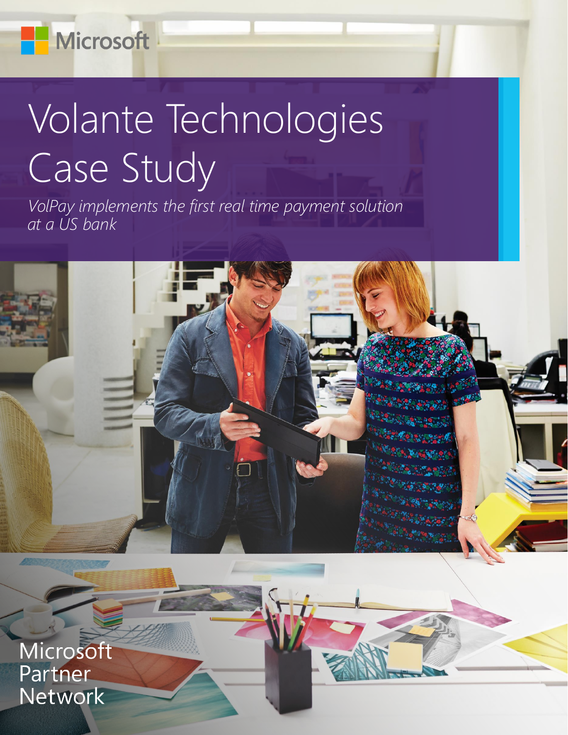Microsoft

# Volante Technologies Case Study

*VolPay implements the first real time payment solution at a US bank*

Microsoft Partner Network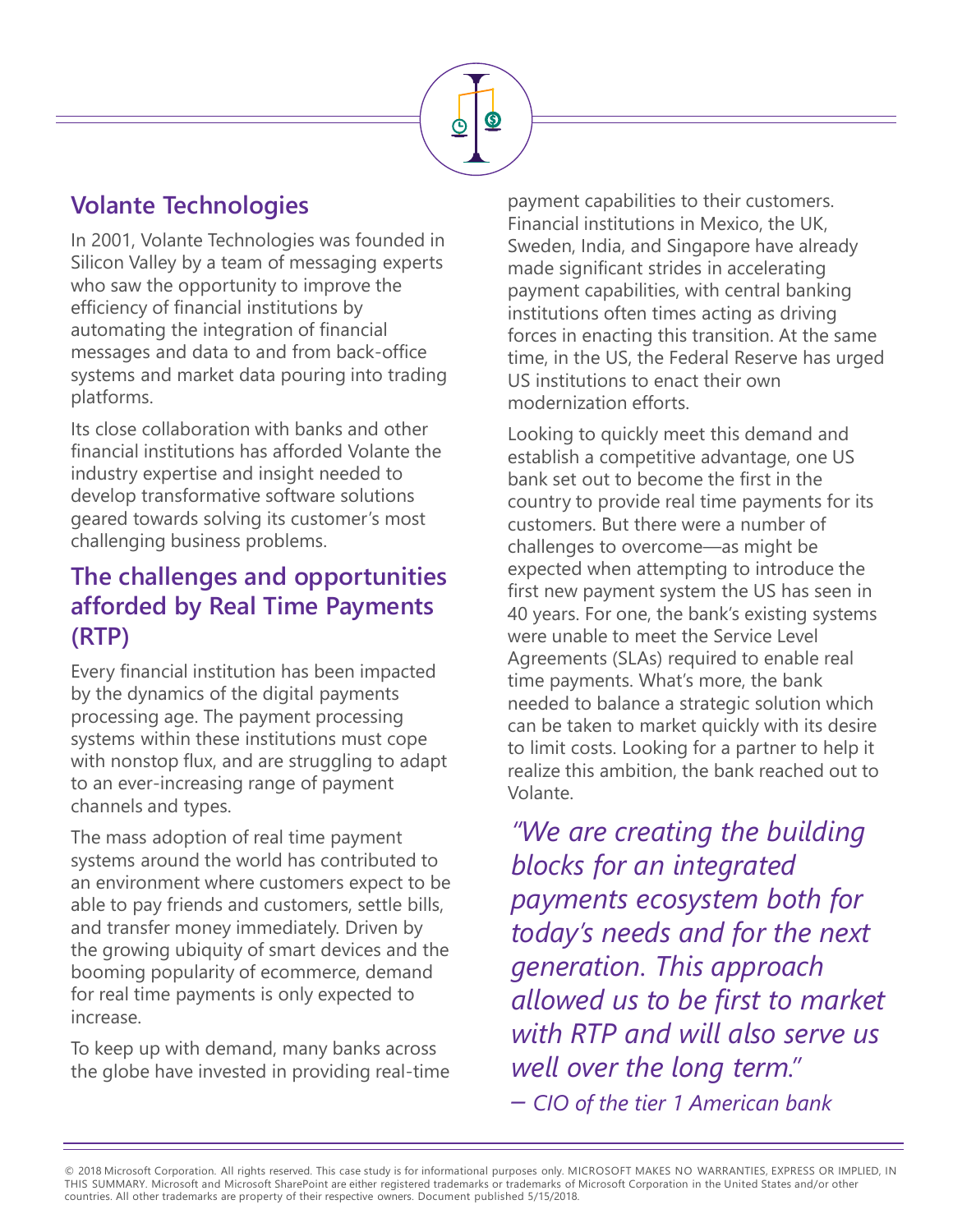## Volante Technologies

In 2001, Volante Technologies was founded in Silicon Valley by a team of messaging experts who saw the opportunity to improve the efficiency of financial institutions by automating the integration of financial messages and data to and from back-office systems and market data pouring into trading platforms.

Its close collaboration with banks and other financial institutions has afforded Volante the industry expertise and insight needed to develop transformative software solutions geared towards solving its customer's most challenging business problems.

## The challenges and opportunities afforded by Real Time Payments (RTP)

Every financial institution has been impacted by the dynamics of the digital payments processing age. The payment processing systems within these institutions must cope with nonstop flux, and are struggling to adapt to an ever-increasing range of payment channels and types.

The mass adoption of real time payment systems around the world has contributed to an environment where customers expect to be able to pay friends and customers, settle bills, and transfer money immediately. Driven by the growing ubiquity of smart devices and the booming popularity of ecommerce, demand for real time payments is only expected to increase.

To keep up with demand, many banks across the globe have invested in providing real-time payment capabilities to their customers. Financial institutions in Mexico, the UK, Sweden, India, and Singapore have already made significant strides in accelerating payment capabilities, with central banking institutions often times acting as driving forces in enacting this transition. At the same time, in the US, the Federal Reserve has urged US institutions to enact their own modernization efforts.

Looking to quickly meet this demand and establish a competitive advantage, one US bank set out to become the first in the country to provide real time payments for its customers. But there were a number of challenges to overcome—as might be expected when attempting to introduce the first new payment system the US has seen in 40 years. For one, the bank's existing systems were unable to meet the Service Level Agreements (SLAs) required to enable real time payments. What's more, the bank needed to balance a strategic solution which can be taken to market quickly with its desire to limit costs. Looking for a partner to help it realize this ambition, the bank reached out to Volante.

*"We are creating the building blocks for an integrated payments ecosystem both for today's needs and for the next generation. This approach allowed us to be first to market with RTP and will also serve us well over the long term."*

*– CIO of the tier 1 American bank*

© 2018 Microsoft Corporation. All rights reserved. This case study is for informational purposes only. MICROSOFT MAKES NO WARRANTIES, EXPRESS OR IMPLIED, IN THIS SUMMARY. Microsoft and Microsoft SharePoint are either registered trademarks or trademarks of Microsoft Corporation in the United States and/or other countries. All other trademarks are property of their respective owners. Document published 5/15/2018.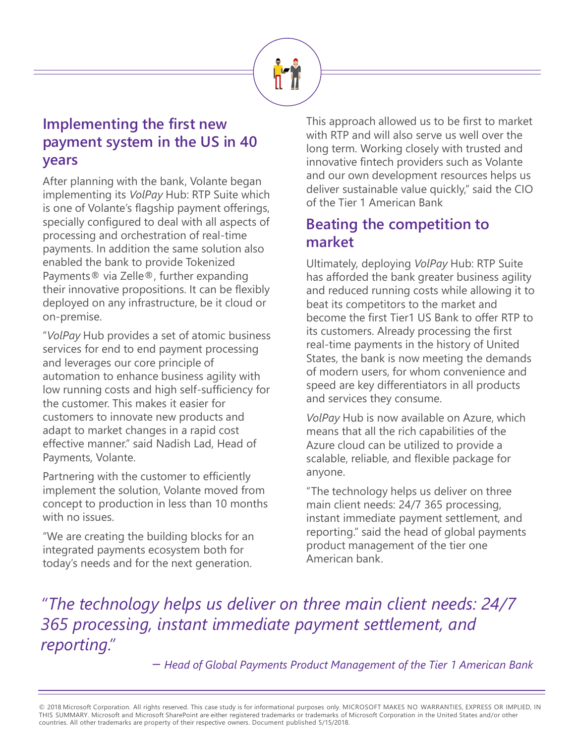## Implementing the first new payment system in the US in 40 years

After planning with the bank, Volante began implementing its *VolPay* Hub: RTP Suite which is one of Volante's flagship payment offerings, specially configured to deal with all aspects of processing and orchestration of real-time payments. In addition the same solution also enabled the bank to provide Tokenized Payments® via Zelle®, further expanding their innovative propositions. It can be flexibly deployed on any infrastructure, be it cloud or on-premise.

"*VolPay* Hub provides a set of atomic business services for end to end payment processing and leverages our core principle of automation to enhance business agility with low running costs and high self-sufficiency for the customer. This makes it easier for customers to innovate new products and adapt to market changes in a rapid cost effective manner." said Nadish Lad, Head of Payments, Volante.

Partnering with the customer to efficiently implement the solution, Volante moved from concept to production in less than 10 months with no issues.

"We are creating the building blocks for an integrated payments ecosystem both for today's needs and for the next generation. This approach allowed us to be first to market with RTP and will also serve us well over the long term. Working closely with trusted and innovative fintech providers such as Volante and our own development resources helps us deliver sustainable value quickly," said the CIO of the Tier 1 American Bank

## Beating the competition to market

Ultimately, deploying *VolPay* Hub: RTP Suite has afforded the bank greater business agility and reduced running costs while allowing it to beat its competitors to the market and become the first Tier1 US Bank to offer RTP to its customers. Already processing the first real-time payments in the history of United States, the bank is now meeting the demands of modern users, for whom convenience and speed are key differentiators in all products and services they consume.

*VolPay* Hub is now available on Azure, which means that all the rich capabilities of the Azure cloud can be utilized to provide a scalable, reliable, and flexible package for anyone.

"The technology helps us deliver on three main client needs: 24/7 365 processing, instant immediate payment settlement, and reporting." said the head of global payments product management of the tier one American bank.

> *"The technology helps us deliver on three main client needs: 24/7 365 processing, instant immediate payment settlement, and reporting."*
>
> *– Head of Global Payments Product Management of the Tier 1 American Bank*

© 2018 Microsoft Corporation. All rights reserved. This case study is for informational purposes only. MICROSOFT MAKES NO WARRANTIES, EXPRESS OR IMPLIED, IN THIS SUMMARY. Microsoft and Microsoft SharePoint are either registered trademarks or trademarks of Microsoft Corporation in the United States and/or other countries. All other trademarks are property of their respective owners. Document published 5/15/2018.